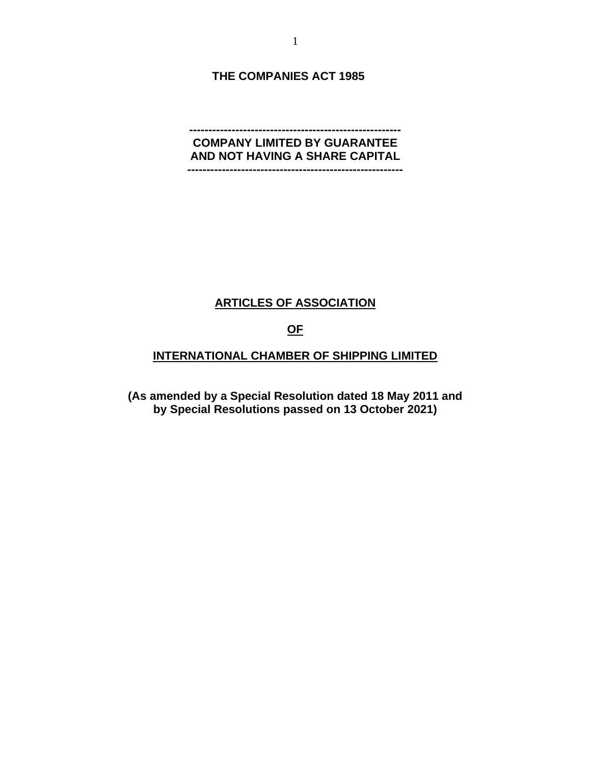**THE COMPANIES ACT 1985**

**COMPANY LIMITED BY GUARANTEE**
**AND NOT HAVING A SHARE CAPITAL**

# ARTICLES OF ASSOCIATION

# OF

# INTERNATIONAL CHAMBER OF SHIPPING LIMITED

**(As amended by a Special Resolution dated 18 May 2011 and by Special Resolutions passed on 13 October 2021)**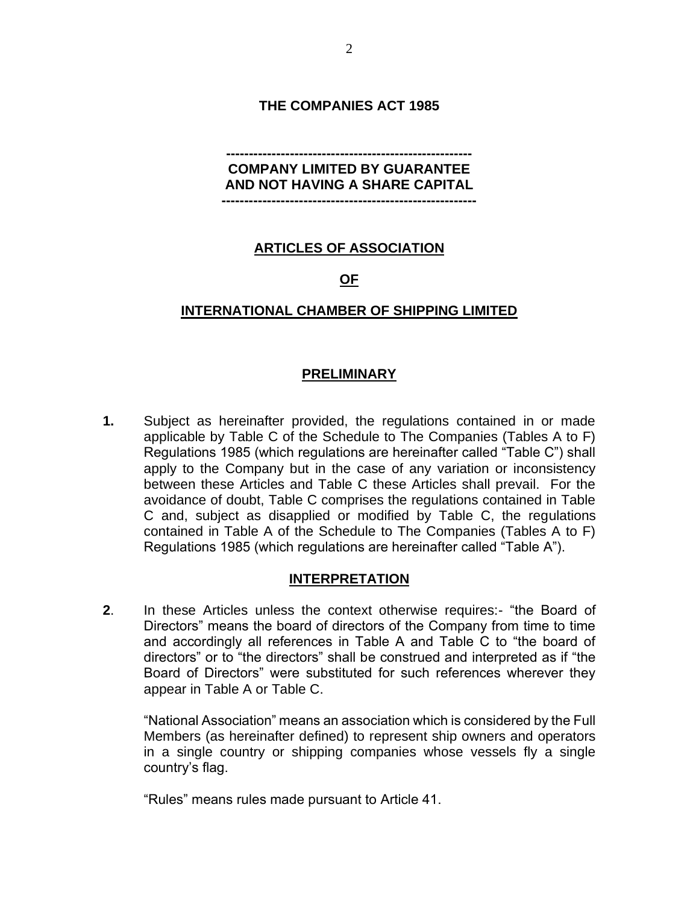**THE COMPANIES ACT 1985**

---

**COMPANY LIMITED BY GUARANTEE**
**AND NOT HAVING A SHARE CAPITAL**

---

# ARTICLES OF ASSOCIATION

# OF

# INTERNATIONAL CHAMBER OF SHIPPING LIMITED

## PRELIMINARY

**1.** Subject as hereinafter provided, the regulations contained in or made applicable by Table C of the Schedule to The Companies (Tables A to F) Regulations 1985 (which regulations are hereinafter called "Table C") shall apply to the Company but in the case of any variation or inconsistency between these Articles and Table C these Articles shall prevail. For the avoidance of doubt, Table C comprises the regulations contained in Table C and, subject as disapplied or modified by Table C, the regulations contained in Table A of the Schedule to The Companies (Tables A to F) Regulations 1985 (which regulations are hereinafter called "Table A").

## INTERPRETATION

**2**. In these Articles unless the context otherwise requires:- "the Board of Directors" means the board of directors of the Company from time to time and accordingly all references in Table A and Table C to "the board of directors" or to "the directors" shall be construed and interpreted as if "the Board of Directors" were substituted for such references wherever they appear in Table A or Table C.

"National Association" means an association which is considered by the Full Members (as hereinafter defined) to represent ship owners and operators in a single country or shipping companies whose vessels fly a single country's flag.

"Rules" means rules made pursuant to Article 41.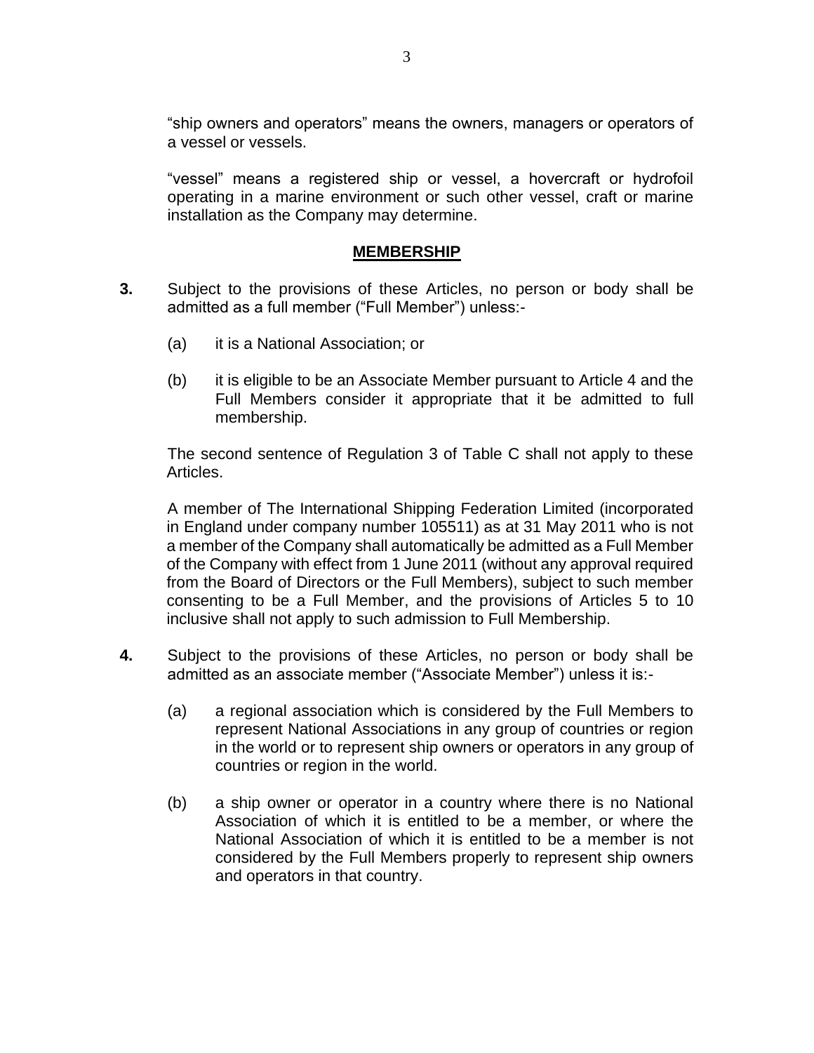"ship owners and operators" means the owners, managers or operators of a vessel or vessels.

"vessel" means a registered ship or vessel, a hovercraft or hydrofoil operating in a marine environment or such other vessel, craft or marine installation as the Company may determine.

## MEMBERSHIP

**3.** Subject to the provisions of these Articles, no person or body shall be admitted as a full member ("Full Member") unless:-

(a) it is a National Association; or

(b) it is eligible to be an Associate Member pursuant to Article 4 and the Full Members consider it appropriate that it be admitted to full membership.

The second sentence of Regulation 3 of Table C shall not apply to these Articles.

A member of The International Shipping Federation Limited (incorporated in England under company number 105511) as at 31 May 2011 who is not a member of the Company shall automatically be admitted as a Full Member of the Company with effect from 1 June 2011 (without any approval required from the Board of Directors or the Full Members), subject to such member consenting to be a Full Member, and the provisions of Articles 5 to 10 inclusive shall not apply to such admission to Full Membership.

**4.** Subject to the provisions of these Articles, no person or body shall be admitted as an associate member ("Associate Member") unless it is:-

(a) a regional association which is considered by the Full Members to represent National Associations in any group of countries or region in the world or to represent ship owners or operators in any group of countries or region in the world.

(b) a ship owner or operator in a country where there is no National Association of which it is entitled to be a member, or where the National Association of which it is entitled to be a member is not considered by the Full Members properly to represent ship owners and operators in that country.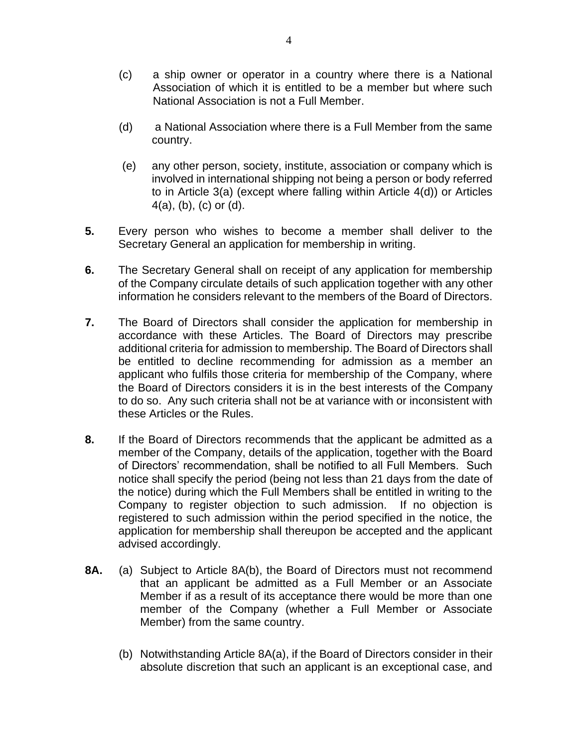(c) a ship owner or operator in a country where there is a National Association of which it is entitled to be a member but where such National Association is not a Full Member.

(d) a National Association where there is a Full Member from the same country.

(e) any other person, society, institute, association or company which is involved in international shipping not being a person or body referred to in Article 3(a) (except where falling within Article 4(d)) or Articles 4(a), (b), (c) or (d).

**5.** Every person who wishes to become a member shall deliver to the Secretary General an application for membership in writing.

**6.** The Secretary General shall on receipt of any application for membership of the Company circulate details of such application together with any other information he considers relevant to the members of the Board of Directors.

**7.** The Board of Directors shall consider the application for membership in accordance with these Articles. The Board of Directors may prescribe additional criteria for admission to membership. The Board of Directors shall be entitled to decline recommending for admission as a member an applicant who fulfils those criteria for membership of the Company, where the Board of Directors considers it is in the best interests of the Company to do so. Any such criteria shall not be at variance with or inconsistent with these Articles or the Rules.

**8.** If the Board of Directors recommends that the applicant be admitted as a member of the Company, details of the application, together with the Board of Directors' recommendation, shall be notified to all Full Members. Such notice shall specify the period (being not less than 21 days from the date of the notice) during which the Full Members shall be entitled in writing to the Company to register objection to such admission. If no objection is registered to such admission within the period specified in the notice, the application for membership shall thereupon be accepted and the applicant advised accordingly.

**8A.** (a) Subject to Article 8A(b), the Board of Directors must not recommend that an applicant be admitted as a Full Member or an Associate Member if as a result of its acceptance there would be more than one member of the Company (whether a Full Member or Associate Member) from the same country.

(b) Notwithstanding Article 8A(a), if the Board of Directors consider in their absolute discretion that such an applicant is an exceptional case, and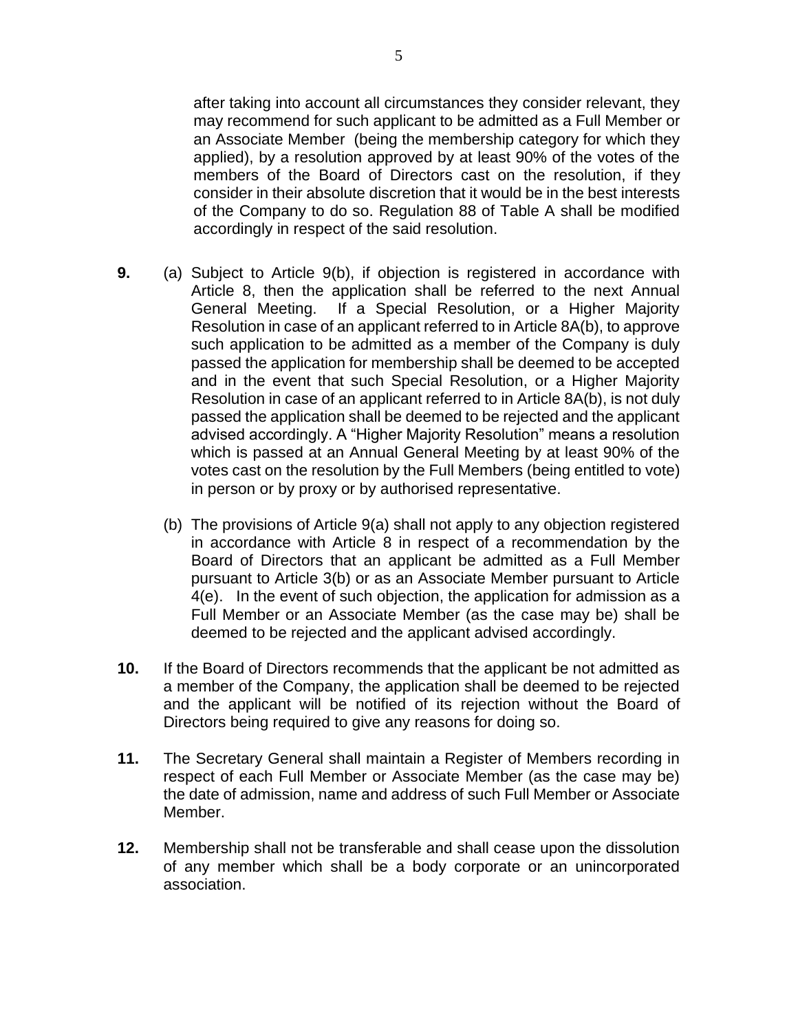after taking into account all circumstances they consider relevant, they may recommend for such applicant to be admitted as a Full Member or an Associate Member (being the membership category for which they applied), by a resolution approved by at least 90% of the votes of the members of the Board of Directors cast on the resolution, if they consider in their absolute discretion that it would be in the best interests of the Company to do so. Regulation 88 of Table A shall be modified accordingly in respect of the said resolution.

**9.** (a) Subject to Article 9(b), if objection is registered in accordance with Article 8, then the application shall be referred to the next Annual General Meeting. If a Special Resolution, or a Higher Majority Resolution in case of an applicant referred to in Article 8A(b), to approve such application to be admitted as a member of the Company is duly passed the application for membership shall be deemed to be accepted and in the event that such Special Resolution, or a Higher Majority Resolution in case of an applicant referred to in Article 8A(b), is not duly passed the application shall be deemed to be rejected and the applicant advised accordingly. A "Higher Majority Resolution" means a resolution which is passed at an Annual General Meeting by at least 90% of the votes cast on the resolution by the Full Members (being entitled to vote) in person or by proxy or by authorised representative.

(b) The provisions of Article 9(a) shall not apply to any objection registered in accordance with Article 8 in respect of a recommendation by the Board of Directors that an applicant be admitted as a Full Member pursuant to Article 3(b) or as an Associate Member pursuant to Article 4(e). In the event of such objection, the application for admission as a Full Member or an Associate Member (as the case may be) shall be deemed to be rejected and the applicant advised accordingly.

**10.** If the Board of Directors recommends that the applicant be not admitted as a member of the Company, the application shall be deemed to be rejected and the applicant will be notified of its rejection without the Board of Directors being required to give any reasons for doing so.

**11.** The Secretary General shall maintain a Register of Members recording in respect of each Full Member or Associate Member (as the case may be) the date of admission, name and address of such Full Member or Associate Member.

**12.** Membership shall not be transferable and shall cease upon the dissolution of any member which shall be a body corporate or an unincorporated association.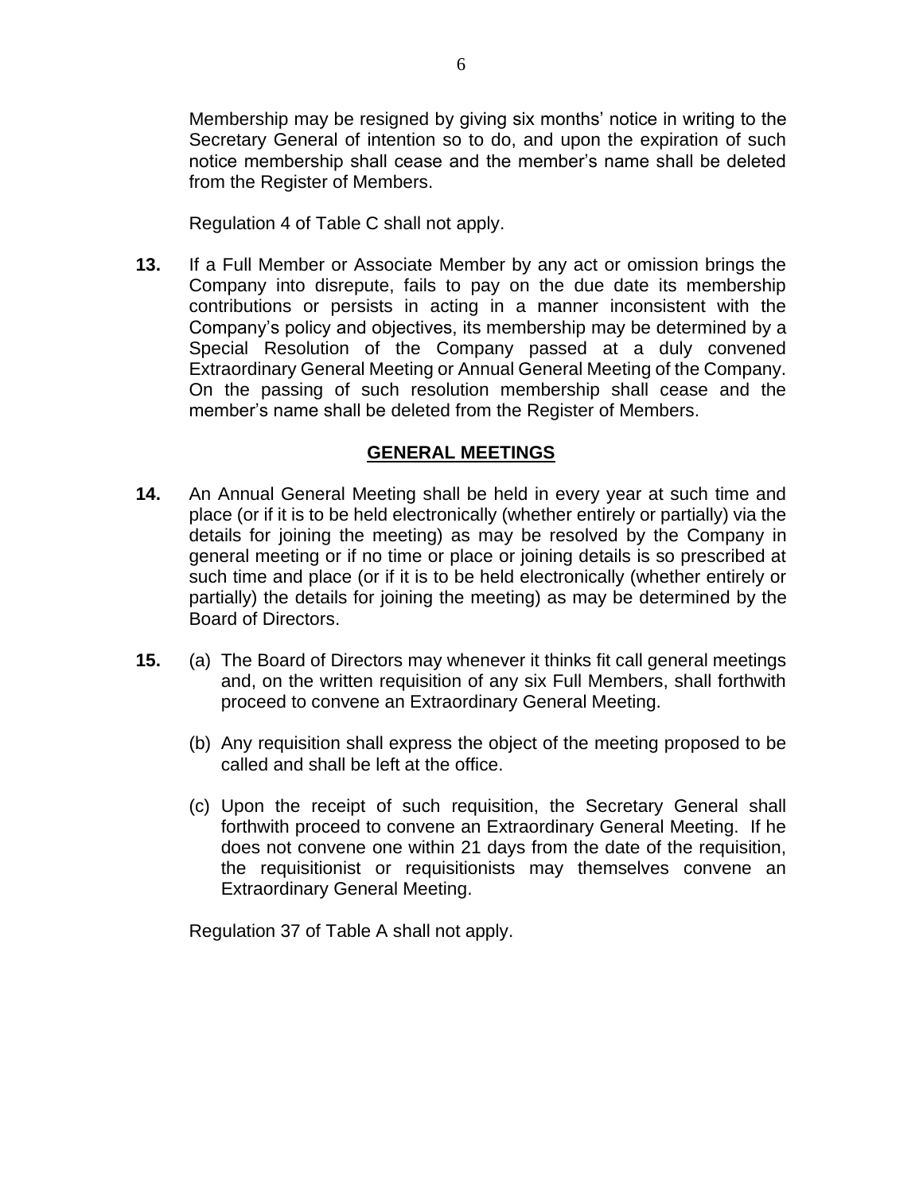Membership may be resigned by giving six months' notice in writing to the Secretary General of intention so to do, and upon the expiration of such notice membership shall cease and the member's name shall be deleted from the Register of Members.

Regulation 4 of Table C shall not apply.

**13.** If a Full Member or Associate Member by any act or omission brings the Company into disrepute, fails to pay on the due date its membership contributions or persists in acting in a manner inconsistent with the Company's policy and objectives, its membership may be determined by a Special Resolution of the Company passed at a duly convened Extraordinary General Meeting or Annual General Meeting of the Company. On the passing of such resolution membership shall cease and the member's name shall be deleted from the Register of Members.

## GENERAL MEETINGS

**14.** An Annual General Meeting shall be held in every year at such time and place (or if it is to be held electronically (whether entirely or partially) via the details for joining the meeting) as may be resolved by the Company in general meeting or if no time or place or joining details is so prescribed at such time and place (or if it is to be held electronically (whether entirely or partially) the details for joining the meeting) as may be determined by the Board of Directors.

**15.** (a) The Board of Directors may whenever it thinks fit call general meetings and, on the written requisition of any six Full Members, shall forthwith proceed to convene an Extraordinary General Meeting.

(b) Any requisition shall express the object of the meeting proposed to be called and shall be left at the office.

(c) Upon the receipt of such requisition, the Secretary General shall forthwith proceed to convene an Extraordinary General Meeting. If he does not convene one within 21 days from the date of the requisition, the requisitionist or requisitionists may themselves convene an Extraordinary General Meeting.

Regulation 37 of Table A shall not apply.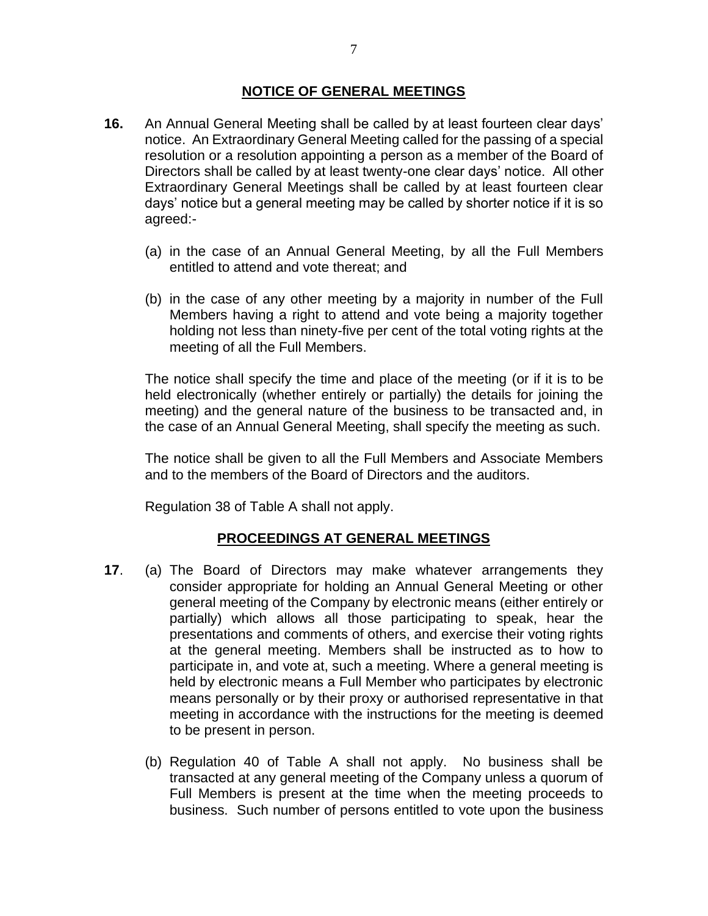## NOTICE OF GENERAL MEETINGS

**16.** An Annual General Meeting shall be called by at least fourteen clear days' notice. An Extraordinary General Meeting called for the passing of a special resolution or a resolution appointing a person as a member of the Board of Directors shall be called by at least twenty-one clear days' notice. All other Extraordinary General Meetings shall be called by at least fourteen clear days' notice but a general meeting may be called by shorter notice if it is so agreed:-

(a) in the case of an Annual General Meeting, by all the Full Members entitled to attend and vote thereat; and

(b) in the case of any other meeting by a majority in number of the Full Members having a right to attend and vote being a majority together holding not less than ninety-five per cent of the total voting rights at the meeting of all the Full Members.

The notice shall specify the time and place of the meeting (or if it is to be held electronically (whether entirely or partially) the details for joining the meeting) and the general nature of the business to be transacted and, in the case of an Annual General Meeting, shall specify the meeting as such.

The notice shall be given to all the Full Members and Associate Members and to the members of the Board of Directors and the auditors.

Regulation 38 of Table A shall not apply.

## PROCEEDINGS AT GENERAL MEETINGS

**17**. (a) The Board of Directors may make whatever arrangements they consider appropriate for holding an Annual General Meeting or other general meeting of the Company by electronic means (either entirely or partially) which allows all those participating to speak, hear the presentations and comments of others, and exercise their voting rights at the general meeting. Members shall be instructed as to how to participate in, and vote at, such a meeting. Where a general meeting is held by electronic means a Full Member who participates by electronic means personally or by their proxy or authorised representative in that meeting in accordance with the instructions for the meeting is deemed to be present in person.

(b) Regulation 40 of Table A shall not apply. No business shall be transacted at any general meeting of the Company unless a quorum of Full Members is present at the time when the meeting proceeds to business. Such number of persons entitled to vote upon the business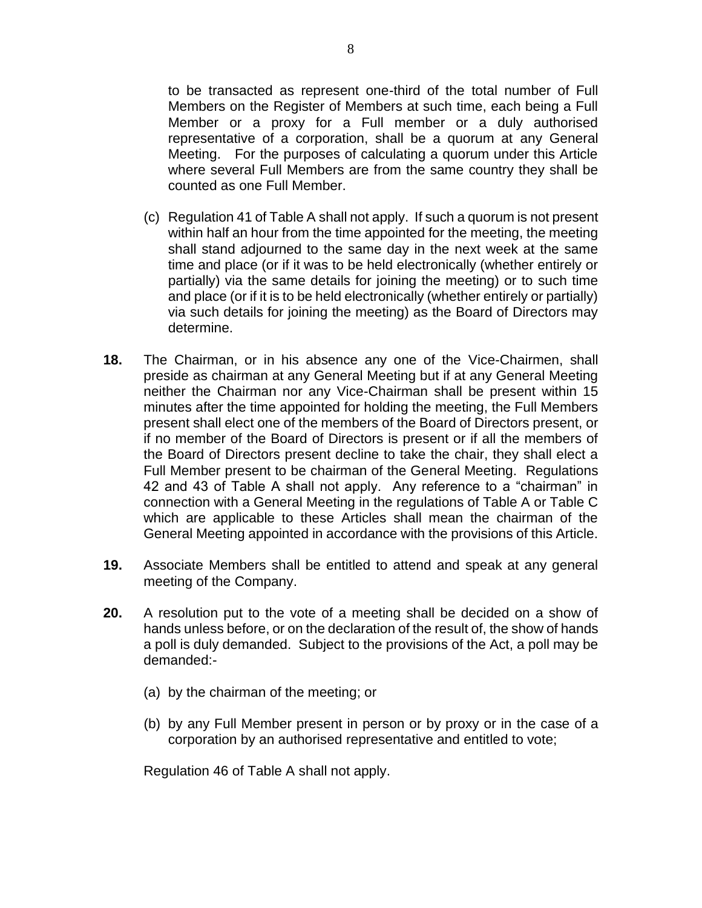to be transacted as represent one-third of the total number of Full Members on the Register of Members at such time, each being a Full Member or a proxy for a Full member or a duly authorised representative of a corporation, shall be a quorum at any General Meeting. For the purposes of calculating a quorum under this Article where several Full Members are from the same country they shall be counted as one Full Member.

(c) Regulation 41 of Table A shall not apply. If such a quorum is not present within half an hour from the time appointed for the meeting, the meeting shall stand adjourned to the same day in the next week at the same time and place (or if it was to be held electronically (whether entirely or partially) via the same details for joining the meeting) or to such time and place (or if it is to be held electronically (whether entirely or partially) via such details for joining the meeting) as the Board of Directors may determine.

**18.** The Chairman, or in his absence any one of the Vice-Chairmen, shall preside as chairman at any General Meeting but if at any General Meeting neither the Chairman nor any Vice-Chairman shall be present within 15 minutes after the time appointed for holding the meeting, the Full Members present shall elect one of the members of the Board of Directors present, or if no member of the Board of Directors is present or if all the members of the Board of Directors present decline to take the chair, they shall elect a Full Member present to be chairman of the General Meeting. Regulations 42 and 43 of Table A shall not apply. Any reference to a "chairman" in connection with a General Meeting in the regulations of Table A or Table C which are applicable to these Articles shall mean the chairman of the General Meeting appointed in accordance with the provisions of this Article.

**19.** Associate Members shall be entitled to attend and speak at any general meeting of the Company.

**20.** A resolution put to the vote of a meeting shall be decided on a show of hands unless before, or on the declaration of the result of, the show of hands a poll is duly demanded. Subject to the provisions of the Act, a poll may be demanded:-

(a) by the chairman of the meeting; or

(b) by any Full Member present in person or by proxy or in the case of a corporation by an authorised representative and entitled to vote;

Regulation 46 of Table A shall not apply.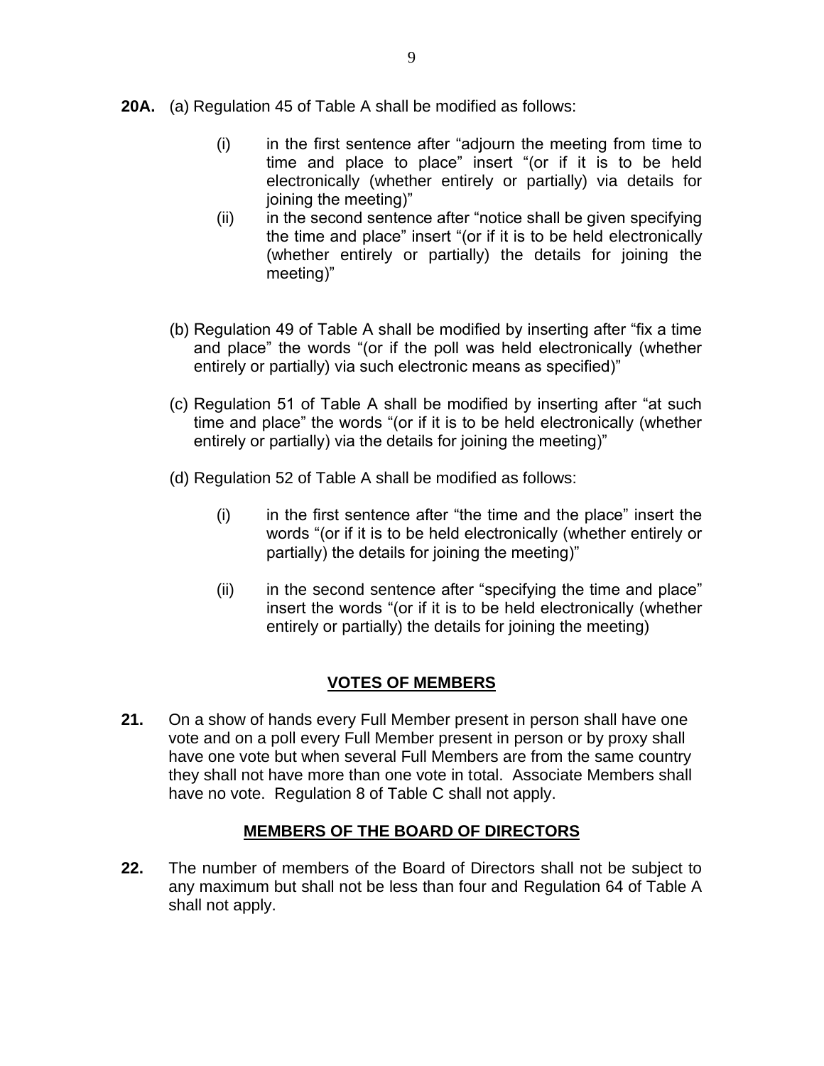**20A.** (a) Regulation 45 of Table A shall be modified as follows:

> (i) in the first sentence after "adjourn the meeting from time to time and place to place" insert "(or if it is to be held electronically (whether entirely or partially) via details for joining the meeting)"
>
> (ii) in the second sentence after "notice shall be given specifying the time and place" insert "(or if it is to be held electronically (whether entirely or partially) the details for joining the meeting)"

(b) Regulation 49 of Table A shall be modified by inserting after "fix a time and place" the words "(or if the poll was held electronically (whether entirely or partially) via such electronic means as specified)"

(c) Regulation 51 of Table A shall be modified by inserting after "at such time and place" the words "(or if it is to be held electronically (whether entirely or partially) via the details for joining the meeting)"

(d) Regulation 52 of Table A shall be modified as follows:

> (i) in the first sentence after "the time and the place" insert the words "(or if it is to be held electronically (whether entirely or partially) the details for joining the meeting)"
>
> (ii) in the second sentence after "specifying the time and place" insert the words "(or if it is to be held electronically (whether entirely or partially) the details for joining the meeting)

## VOTES OF MEMBERS

**21.** On a show of hands every Full Member present in person shall have one vote and on a poll every Full Member present in person or by proxy shall have one vote but when several Full Members are from the same country they shall not have more than one vote in total. Associate Members shall have no vote. Regulation 8 of Table C shall not apply.

## MEMBERS OF THE BOARD OF DIRECTORS

**22.** The number of members of the Board of Directors shall not be subject to any maximum but shall not be less than four and Regulation 64 of Table A shall not apply.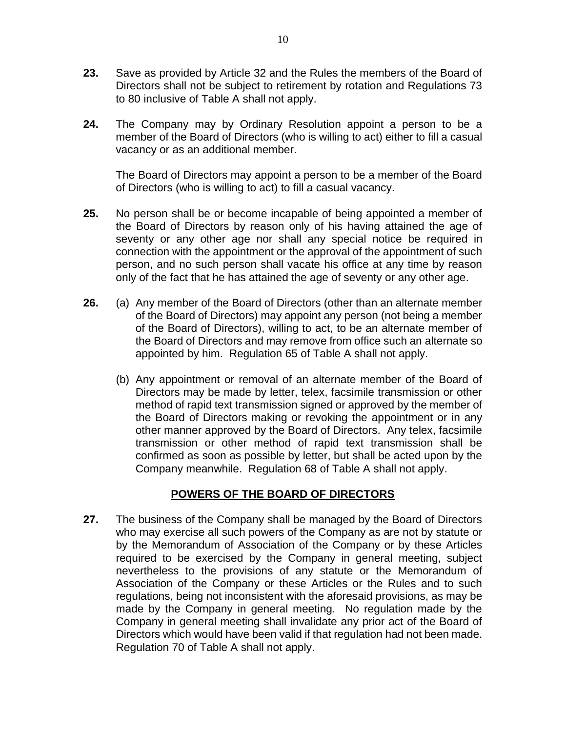**23.** Save as provided by Article 32 and the Rules the members of the Board of Directors shall not be subject to retirement by rotation and Regulations 73 to 80 inclusive of Table A shall not apply.

**24.** The Company may by Ordinary Resolution appoint a person to be a member of the Board of Directors (who is willing to act) either to fill a casual vacancy or as an additional member.

The Board of Directors may appoint a person to be a member of the Board of Directors (who is willing to act) to fill a casual vacancy.

**25.** No person shall be or become incapable of being appointed a member of the Board of Directors by reason only of his having attained the age of seventy or any other age nor shall any special notice be required in connection with the appointment or the approval of the appointment of such person, and no such person shall vacate his office at any time by reason only of the fact that he has attained the age of seventy or any other age.

**26.** (a) Any member of the Board of Directors (other than an alternate member of the Board of Directors) may appoint any person (not being a member of the Board of Directors), willing to act, to be an alternate member of the Board of Directors and may remove from office such an alternate so appointed by him. Regulation 65 of Table A shall not apply.

(b) Any appointment or removal of an alternate member of the Board of Directors may be made by letter, telex, facsimile transmission or other method of rapid text transmission signed or approved by the member of the Board of Directors making or revoking the appointment or in any other manner approved by the Board of Directors. Any telex, facsimile transmission or other method of rapid text transmission shall be confirmed as soon as possible by letter, but shall be acted upon by the Company meanwhile. Regulation 68 of Table A shall not apply.

## POWERS OF THE BOARD OF DIRECTORS

**27.** The business of the Company shall be managed by the Board of Directors who may exercise all such powers of the Company as are not by statute or by the Memorandum of Association of the Company or by these Articles required to be exercised by the Company in general meeting, subject nevertheless to the provisions of any statute or the Memorandum of Association of the Company or these Articles or the Rules and to such regulations, being not inconsistent with the aforesaid provisions, as may be made by the Company in general meeting. No regulation made by the Company in general meeting shall invalidate any prior act of the Board of Directors which would have been valid if that regulation had not been made. Regulation 70 of Table A shall not apply.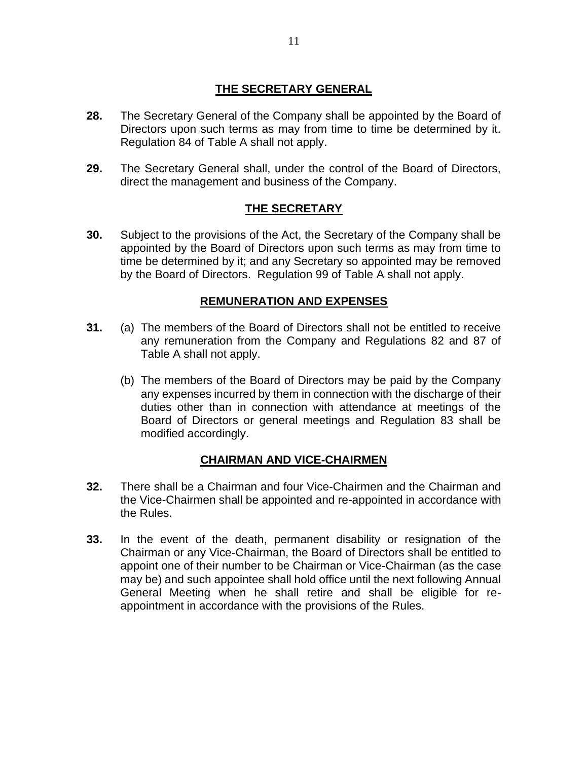## THE SECRETARY GENERAL

**28.** The Secretary General of the Company shall be appointed by the Board of Directors upon such terms as may from time to time be determined by it. Regulation 84 of Table A shall not apply.

**29.** The Secretary General shall, under the control of the Board of Directors, direct the management and business of the Company.

## THE SECRETARY

**30.** Subject to the provisions of the Act, the Secretary of the Company shall be appointed by the Board of Directors upon such terms as may from time to time be determined by it; and any Secretary so appointed may be removed by the Board of Directors. Regulation 99 of Table A shall not apply.

## REMUNERATION AND EXPENSES

**31.** (a) The members of the Board of Directors shall not be entitled to receive any remuneration from the Company and Regulations 82 and 87 of Table A shall not apply.

(b) The members of the Board of Directors may be paid by the Company any expenses incurred by them in connection with the discharge of their duties other than in connection with attendance at meetings of the Board of Directors or general meetings and Regulation 83 shall be modified accordingly.

## CHAIRMAN AND VICE-CHAIRMEN

**32.** There shall be a Chairman and four Vice-Chairmen and the Chairman and the Vice-Chairmen shall be appointed and re-appointed in accordance with the Rules.

**33.** In the event of the death, permanent disability or resignation of the Chairman or any Vice-Chairman, the Board of Directors shall be entitled to appoint one of their number to be Chairman or Vice-Chairman (as the case may be) and such appointee shall hold office until the next following Annual General Meeting when he shall retire and shall be eligible for re-appointment in accordance with the provisions of the Rules.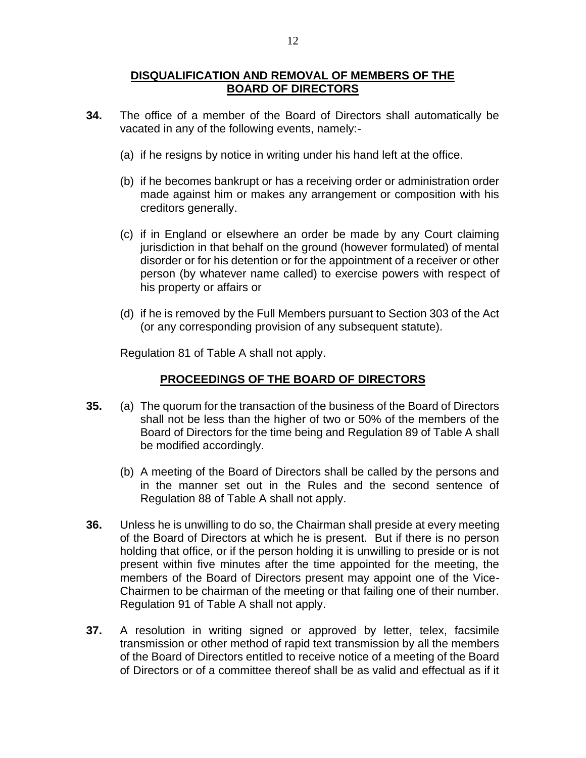## DISQUALIFICATION AND REMOVAL OF MEMBERS OF THE BOARD OF DIRECTORS

**34.** The office of a member of the Board of Directors shall automatically be vacated in any of the following events, namely:-

(a) if he resigns by notice in writing under his hand left at the office.

(b) if he becomes bankrupt or has a receiving order or administration order made against him or makes any arrangement or composition with his creditors generally.

(c) if in England or elsewhere an order be made by any Court claiming jurisdiction in that behalf on the ground (however formulated) of mental disorder or for his detention or for the appointment of a receiver or other person (by whatever name called) to exercise powers with respect of his property or affairs or

(d) if he is removed by the Full Members pursuant to Section 303 of the Act (or any corresponding provision of any subsequent statute).

Regulation 81 of Table A shall not apply.

## PROCEEDINGS OF THE BOARD OF DIRECTORS

**35.** (a) The quorum for the transaction of the business of the Board of Directors shall not be less than the higher of two or 50% of the members of the Board of Directors for the time being and Regulation 89 of Table A shall be modified accordingly.

(b) A meeting of the Board of Directors shall be called by the persons and in the manner set out in the Rules and the second sentence of Regulation 88 of Table A shall not apply.

**36.** Unless he is unwilling to do so, the Chairman shall preside at every meeting of the Board of Directors at which he is present. But if there is no person holding that office, or if the person holding it is unwilling to preside or is not present within five minutes after the time appointed for the meeting, the members of the Board of Directors present may appoint one of the Vice-Chairmen to be chairman of the meeting or that failing one of their number. Regulation 91 of Table A shall not apply.

**37.** A resolution in writing signed or approved by letter, telex, facsimile transmission or other method of rapid text transmission by all the members of the Board of Directors entitled to receive notice of a meeting of the Board of Directors or of a committee thereof shall be as valid and effectual as if it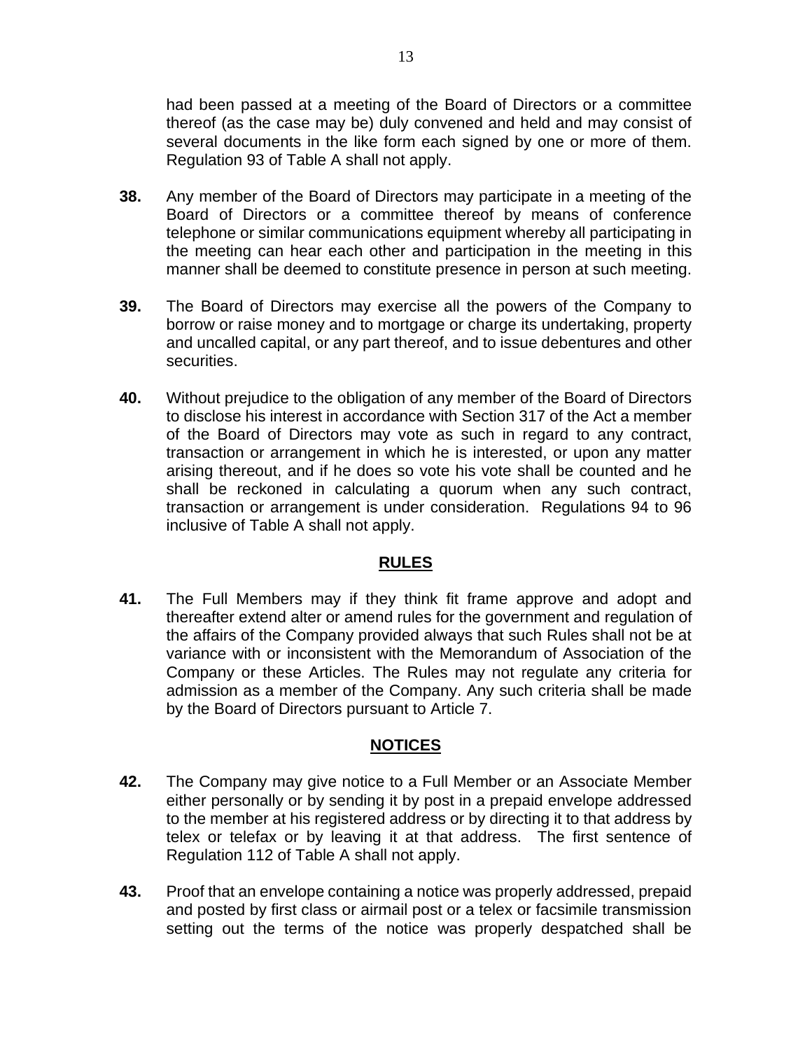had been passed at a meeting of the Board of Directors or a committee thereof (as the case may be) duly convened and held and may consist of several documents in the like form each signed by one or more of them. Regulation 93 of Table A shall not apply.

**38.** Any member of the Board of Directors may participate in a meeting of the Board of Directors or a committee thereof by means of conference telephone or similar communications equipment whereby all participating in the meeting can hear each other and participation in the meeting in this manner shall be deemed to constitute presence in person at such meeting.

**39.** The Board of Directors may exercise all the powers of the Company to borrow or raise money and to mortgage or charge its undertaking, property and uncalled capital, or any part thereof, and to issue debentures and other securities.

**40.** Without prejudice to the obligation of any member of the Board of Directors to disclose his interest in accordance with Section 317 of the Act a member of the Board of Directors may vote as such in regard to any contract, transaction or arrangement in which he is interested, or upon any matter arising thereout, and if he does so vote his vote shall be counted and he shall be reckoned in calculating a quorum when any such contract, transaction or arrangement is under consideration. Regulations 94 to 96 inclusive of Table A shall not apply.

## RULES

**41.** The Full Members may if they think fit frame approve and adopt and thereafter extend alter or amend rules for the government and regulation of the affairs of the Company provided always that such Rules shall not be at variance with or inconsistent with the Memorandum of Association of the Company or these Articles. The Rules may not regulate any criteria for admission as a member of the Company. Any such criteria shall be made by the Board of Directors pursuant to Article 7.

## NOTICES

**42.** The Company may give notice to a Full Member or an Associate Member either personally or by sending it by post in a prepaid envelope addressed to the member at his registered address or by directing it to that address by telex or telefax or by leaving it at that address. The first sentence of Regulation 112 of Table A shall not apply.

**43.** Proof that an envelope containing a notice was properly addressed, prepaid and posted by first class or airmail post or a telex or facsimile transmission setting out the terms of the notice was properly despatched shall be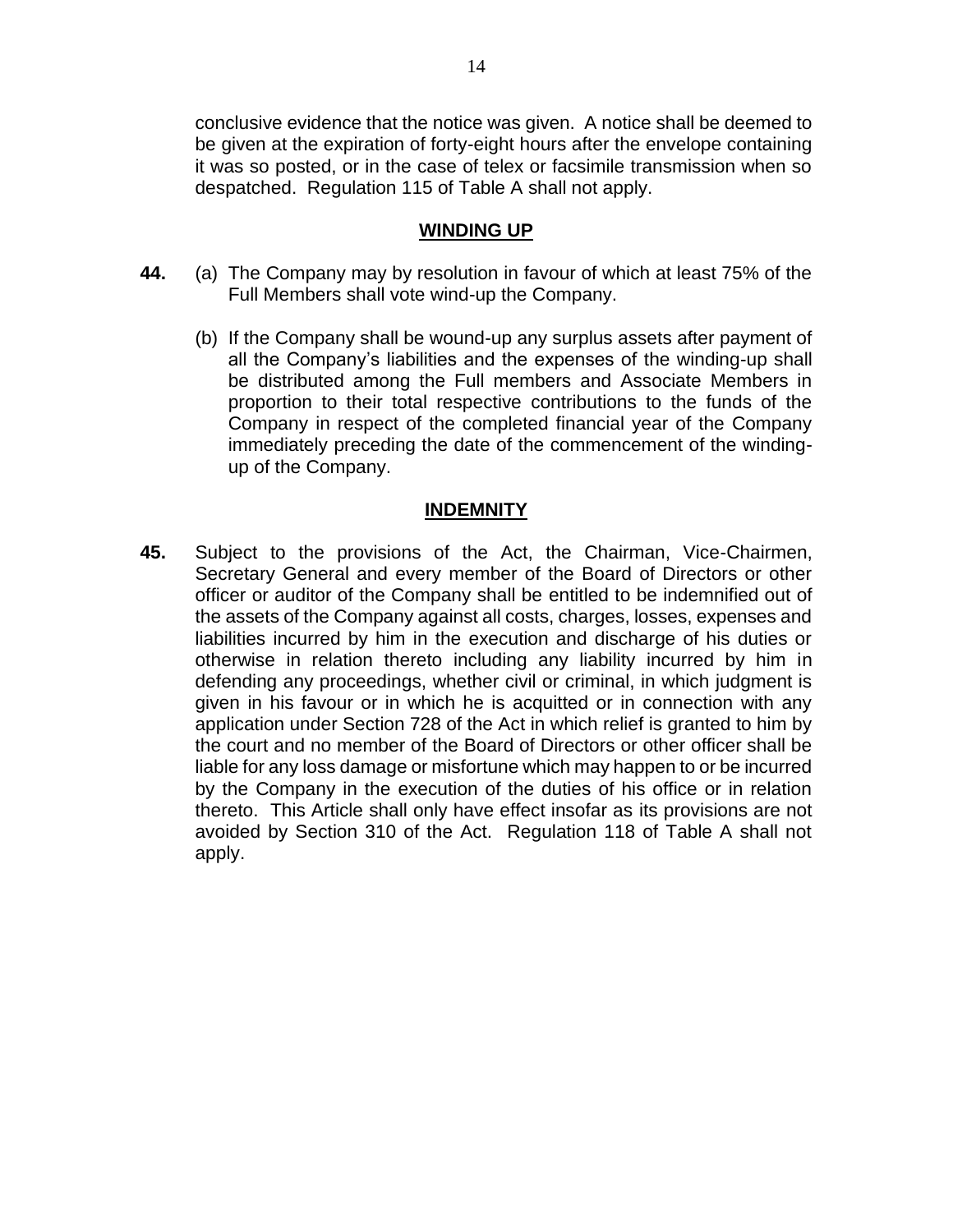conclusive evidence that the notice was given. A notice shall be deemed to be given at the expiration of forty-eight hours after the envelope containing it was so posted, or in the case of telex or facsimile transmission when so despatched. Regulation 115 of Table A shall not apply.

## WINDING UP

**44.** (a) The Company may by resolution in favour of which at least 75% of the Full Members shall vote wind-up the Company.

(b) If the Company shall be wound-up any surplus assets after payment of all the Company's liabilities and the expenses of the winding-up shall be distributed among the Full members and Associate Members in proportion to their total respective contributions to the funds of the Company in respect of the completed financial year of the Company immediately preceding the date of the commencement of the winding-up of the Company.

## INDEMNITY

**45.** Subject to the provisions of the Act, the Chairman, Vice-Chairmen, Secretary General and every member of the Board of Directors or other officer or auditor of the Company shall be entitled to be indemnified out of the assets of the Company against all costs, charges, losses, expenses and liabilities incurred by him in the execution and discharge of his duties or otherwise in relation thereto including any liability incurred by him in defending any proceedings, whether civil or criminal, in which judgment is given in his favour or in which he is acquitted or in connection with any application under Section 728 of the Act in which relief is granted to him by the court and no member of the Board of Directors or other officer shall be liable for any loss damage or misfortune which may happen to or be incurred by the Company in the execution of the duties of his office or in relation thereto. This Article shall only have effect insofar as its provisions are not avoided by Section 310 of the Act. Regulation 118 of Table A shall not apply.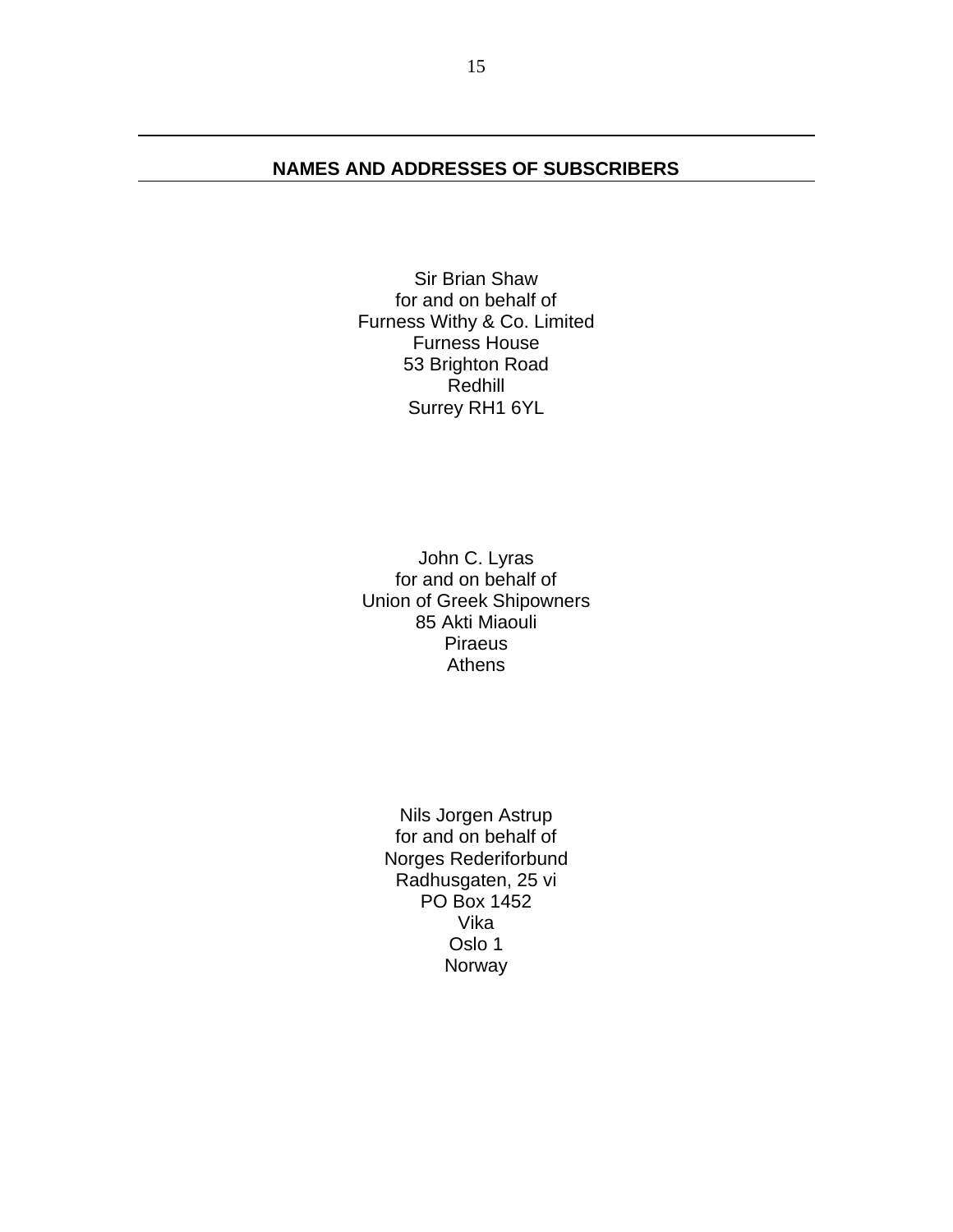## NAMES AND ADDRESSES OF SUBSCRIBERS

Sir Brian Shaw
for and on behalf of
Furness Withy & Co. Limited
Furness House
53 Brighton Road
Redhill
Surrey RH1 6YL

John C. Lyras
for and on behalf of
Union of Greek Shipowners
85 Akti Miaouli
Piraeus
Athens

Nils Jorgen Astrup
for and on behalf of
Norges Rederiforbund
Radhusgaten, 25 vi
PO Box 1452
Vika
Oslo 1
Norway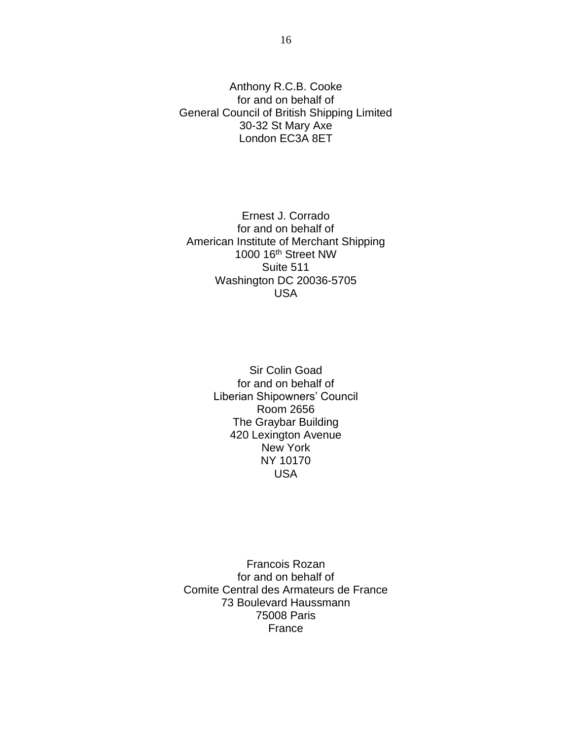Anthony R.C.B. Cooke
for and on behalf of
General Council of British Shipping Limited
30-32 St Mary Axe
London EC3A 8ET

Ernest J. Corrado
for and on behalf of
American Institute of Merchant Shipping
1000 16th Street NW
Suite 511
Washington DC 20036-5705
USA

Sir Colin Goad
for and on behalf of
Liberian Shipowners' Council
Room 2656
The Graybar Building
420 Lexington Avenue
New York
NY 10170
USA

Francois Rozan
for and on behalf of
Comite Central des Armateurs de France
73 Boulevard Haussmann
75008 Paris
France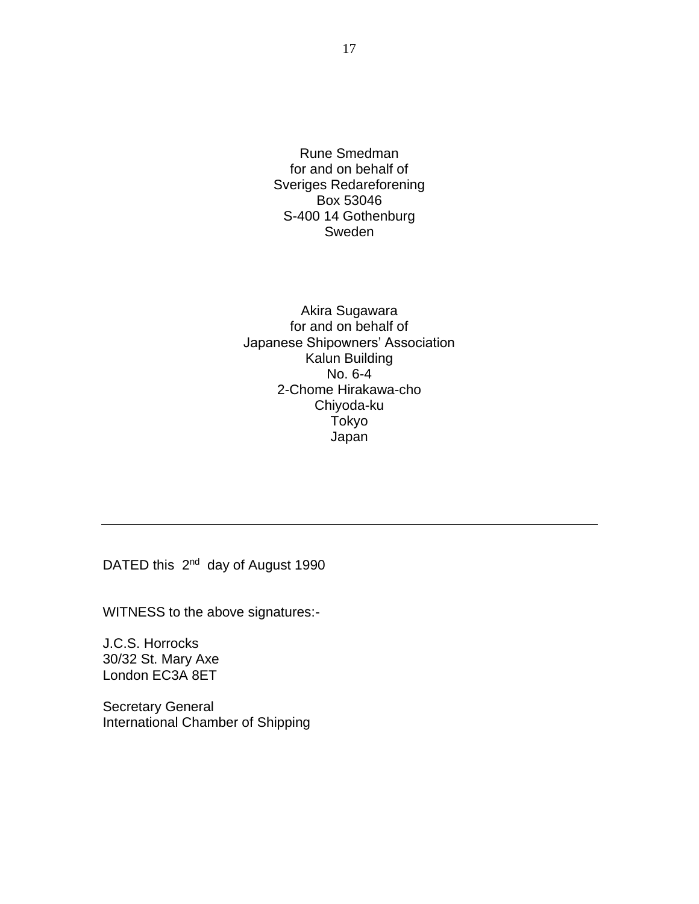Rune Smedman
for and on behalf of
Sveriges Redareforening
Box 53046
S-400 14 Gothenburg
Sweden

Akira Sugawara
for and on behalf of
Japanese Shipowners' Association
Kalun Building
No. 6-4
2-Chome Hirakawa-cho
Chiyoda-ku
Tokyo
Japan

---

DATED this 2nd day of August 1990

WITNESS to the above signatures:-

J.C.S. Horrocks
30/32 St. Mary Axe
London EC3A 8ET

Secretary General
International Chamber of Shipping